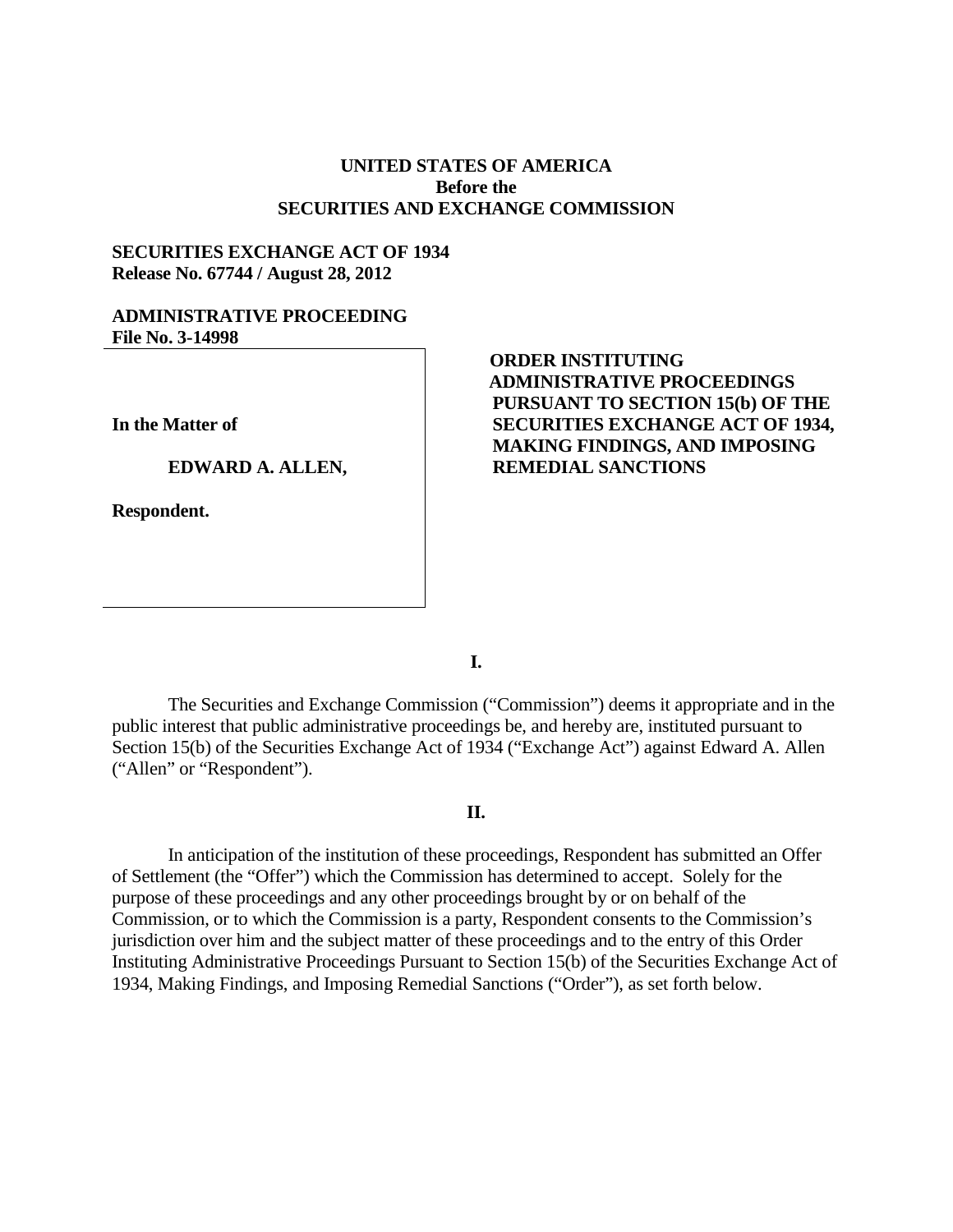**UNITED STATES OF AMERICA**
**Before the**
**SECURITIES AND EXCHANGE COMMISSION**

**SECURITIES EXCHANGE ACT OF 1934**
**Release No. 67744 / August 28, 2012**

**ADMINISTRATIVE PROCEEDING**
**File No. 3-14998**

**In the Matter of**

**EDWARD A. ALLEN,**

**Respondent.**

**ORDER INSTITUTING ADMINISTRATIVE PROCEEDINGS PURSUANT TO SECTION 15(b) OF THE SECURITIES EXCHANGE ACT OF 1934, MAKING FINDINGS, AND IMPOSING REMEDIAL SANCTIONS**

**I.**

The Securities and Exchange Commission ("Commission") deems it appropriate and in the public interest that public administrative proceedings be, and hereby are, instituted pursuant to Section 15(b) of the Securities Exchange Act of 1934 ("Exchange Act") against Edward A. Allen ("Allen" or "Respondent").

**II.**

In anticipation of the institution of these proceedings, Respondent has submitted an Offer of Settlement (the "Offer") which the Commission has determined to accept. Solely for the purpose of these proceedings and any other proceedings brought by or on behalf of the Commission, or to which the Commission is a party, Respondent consents to the Commission's jurisdiction over him and the subject matter of these proceedings and to the entry of this Order Instituting Administrative Proceedings Pursuant to Section 15(b) of the Securities Exchange Act of 1934, Making Findings, and Imposing Remedial Sanctions ("Order"), as set forth below.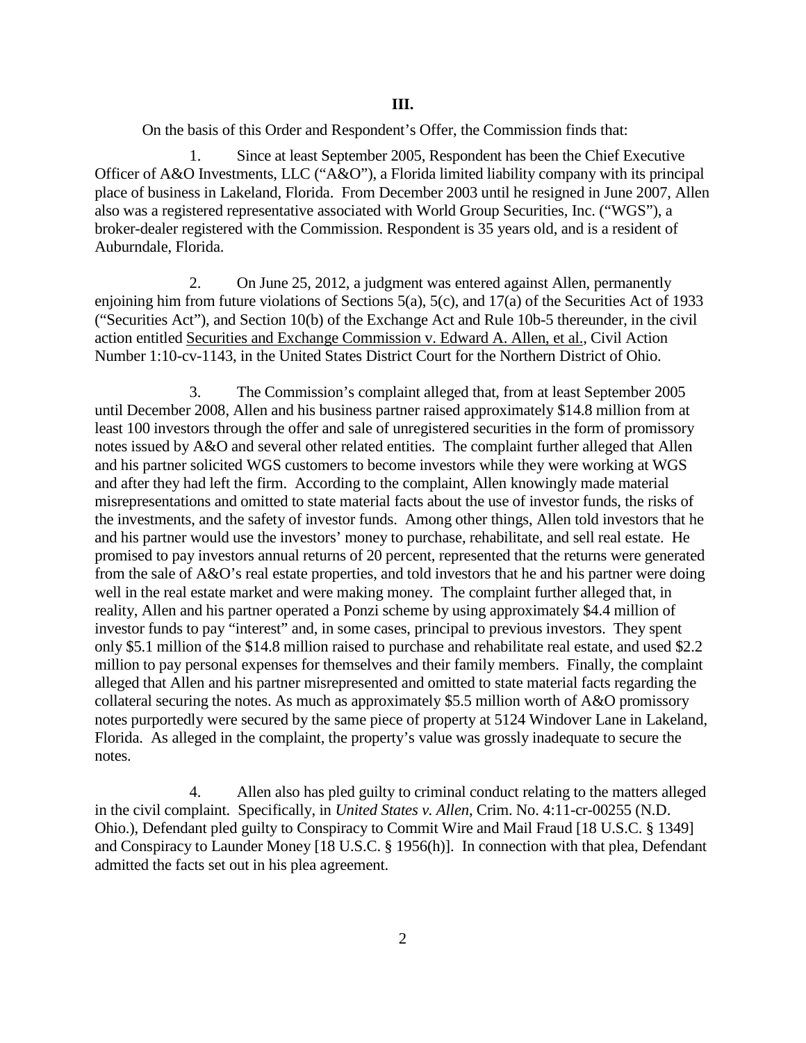**III.**

On the basis of this Order and Respondent's Offer, the Commission finds that:

1. Since at least September 2005, Respondent has been the Chief Executive Officer of A&O Investments, LLC ("A&O"), a Florida limited liability company with its principal place of business in Lakeland, Florida. From December 2003 until he resigned in June 2007, Allen also was a registered representative associated with World Group Securities, Inc. ("WGS"), a broker-dealer registered with the Commission. Respondent is 35 years old, and is a resident of Auburndale, Florida.

2. On June 25, 2012, a judgment was entered against Allen, permanently enjoining him from future violations of Sections 5(a), 5(c), and 17(a) of the Securities Act of 1933 ("Securities Act"), and Section 10(b) of the Exchange Act and Rule 10b-5 thereunder, in the civil action entitled Securities and Exchange Commission v. Edward A. Allen, et al., Civil Action Number 1:10-cv-1143, in the United States District Court for the Northern District of Ohio.

3. The Commission's complaint alleged that, from at least September 2005 until December 2008, Allen and his business partner raised approximately \$14.8 million from at least 100 investors through the offer and sale of unregistered securities in the form of promissory notes issued by A&O and several other related entities. The complaint further alleged that Allen and his partner solicited WGS customers to become investors while they were working at WGS and after they had left the firm. According to the complaint, Allen knowingly made material misrepresentations and omitted to state material facts about the use of investor funds, the risks of the investments, and the safety of investor funds. Among other things, Allen told investors that he and his partner would use the investors' money to purchase, rehabilitate, and sell real estate. He promised to pay investors annual returns of 20 percent, represented that the returns were generated from the sale of A&O's real estate properties, and told investors that he and his partner were doing well in the real estate market and were making money. The complaint further alleged that, in reality, Allen and his partner operated a Ponzi scheme by using approximately \$4.4 million of investor funds to pay "interest" and, in some cases, principal to previous investors. They spent only \$5.1 million of the \$14.8 million raised to purchase and rehabilitate real estate, and used \$2.2 million to pay personal expenses for themselves and their family members. Finally, the complaint alleged that Allen and his partner misrepresented and omitted to state material facts regarding the collateral securing the notes. As much as approximately \$5.5 million worth of A&O promissory notes purportedly were secured by the same piece of property at 5124 Windover Lane in Lakeland, Florida. As alleged in the complaint, the property's value was grossly inadequate to secure the notes.

4. Allen also has pled guilty to criminal conduct relating to the matters alleged in the civil complaint. Specifically, in *United States v. Allen*, Crim. No. 4:11-cr-00255 (N.D. Ohio.), Defendant pled guilty to Conspiracy to Commit Wire and Mail Fraud [18 U.S.C. § 1349] and Conspiracy to Launder Money [18 U.S.C. § 1956(h)]. In connection with that plea, Defendant admitted the facts set out in his plea agreement.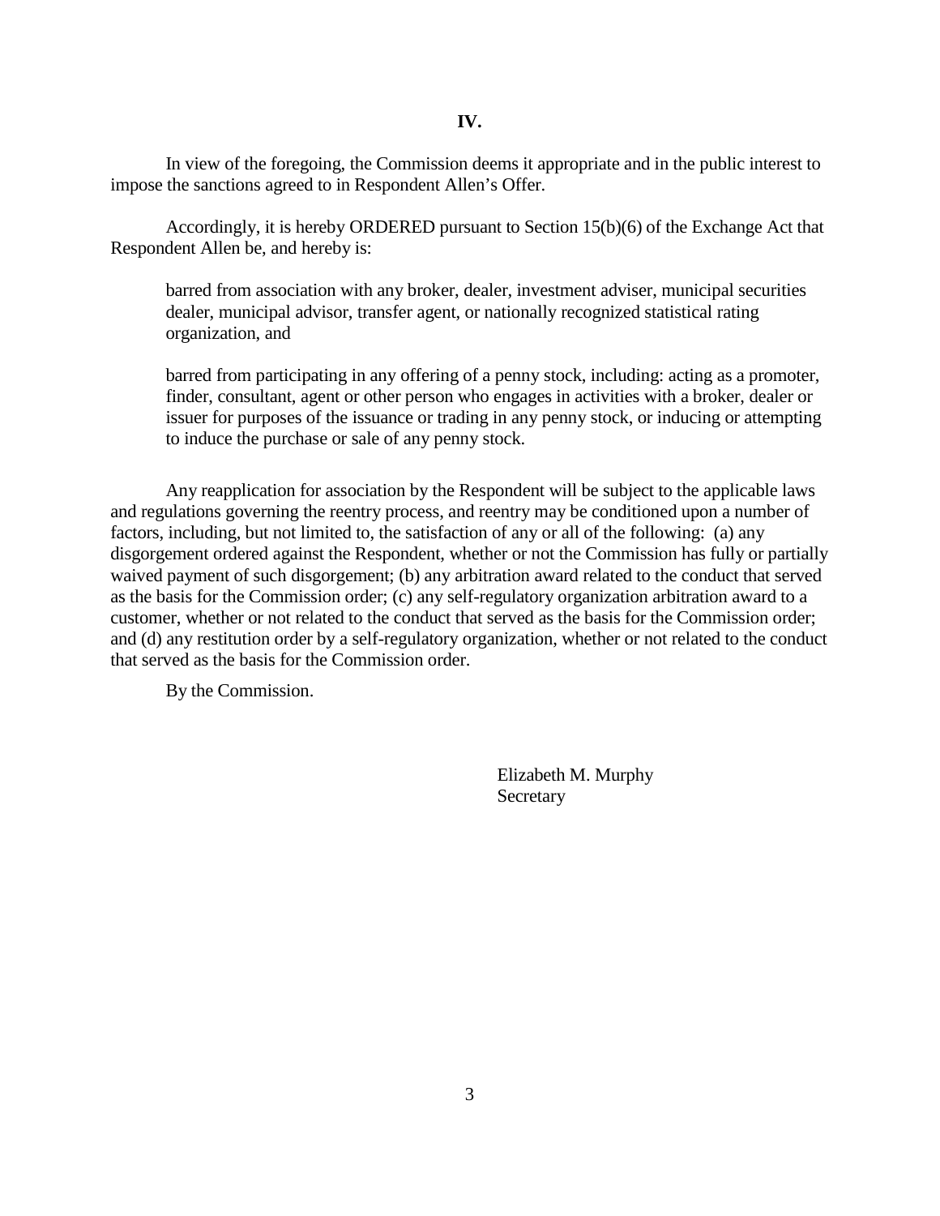## IV.

In view of the foregoing, the Commission deems it appropriate and in the public interest to impose the sanctions agreed to in Respondent Allen's Offer.

Accordingly, it is hereby ORDERED pursuant to Section 15(b)(6) of the Exchange Act that Respondent Allen be, and hereby is:

> barred from association with any broker, dealer, investment adviser, municipal securities dealer, municipal advisor, transfer agent, or nationally recognized statistical rating organization, and
>
> barred from participating in any offering of a penny stock, including: acting as a promoter, finder, consultant, agent or other person who engages in activities with a broker, dealer or issuer for purposes of the issuance or trading in any penny stock, or inducing or attempting to induce the purchase or sale of any penny stock.

Any reapplication for association by the Respondent will be subject to the applicable laws and regulations governing the reentry process, and reentry may be conditioned upon a number of factors, including, but not limited to, the satisfaction of any or all of the following: (a) any disgorgement ordered against the Respondent, whether or not the Commission has fully or partially waived payment of such disgorgement; (b) any arbitration award related to the conduct that served as the basis for the Commission order; (c) any self-regulatory organization arbitration award to a customer, whether or not related to the conduct that served as the basis for the Commission order; and (d) any restitution order by a self-regulatory organization, whether or not related to the conduct that served as the basis for the Commission order.

By the Commission.

Elizabeth M. Murphy
Secretary